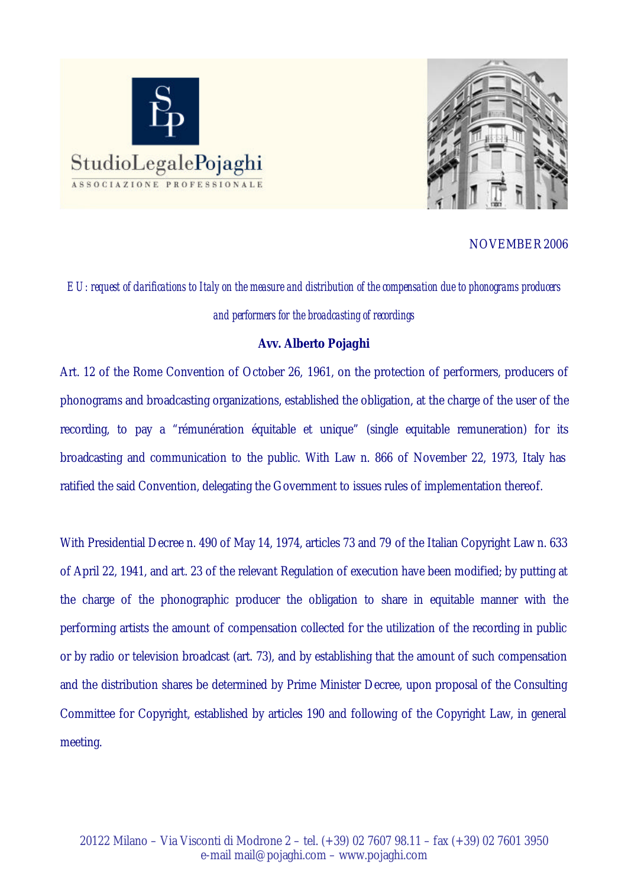NOVEMBER 2006

*EU: request of clarifications to Italy on the measure and distribution of the compensation due to phonograms producers and performers for the broadcasting of recordings*

**Avv. Alberto Pojaghi**

Art. 12 of the Rome Convention of October 26, 1961, on the protection of performers, producers of phonograms and broadcasting organizations, established the obligation, at the charge of the user of the recording, to pay a "rémunération équitable et unique" (single equitable remuneration) for its broadcasting and communication to the public. With Law n. 866 of November 22, 1973, Italy has ratified the said Convention, delegating the Government to issues rules of implementation thereof.

With Presidential Decree n. 490 of May 14, 1974, articles 73 and 79 of the Italian Copyright Law n. 633 of April 22, 1941, and art. 23 of the relevant Regulation of execution have been modified; by putting at the charge of the phonographic producer the obligation to share in equitable manner with the performing artists the amount of compensation collected for the utilization of the recording in public or by radio or television broadcast (art. 73), and by establishing that the amount of such compensation and the distribution shares be determined by Prime Minister Decree, upon proposal of the Consulting Committee for Copyright, established by articles 190 and following of the Copyright Law, in general meeting.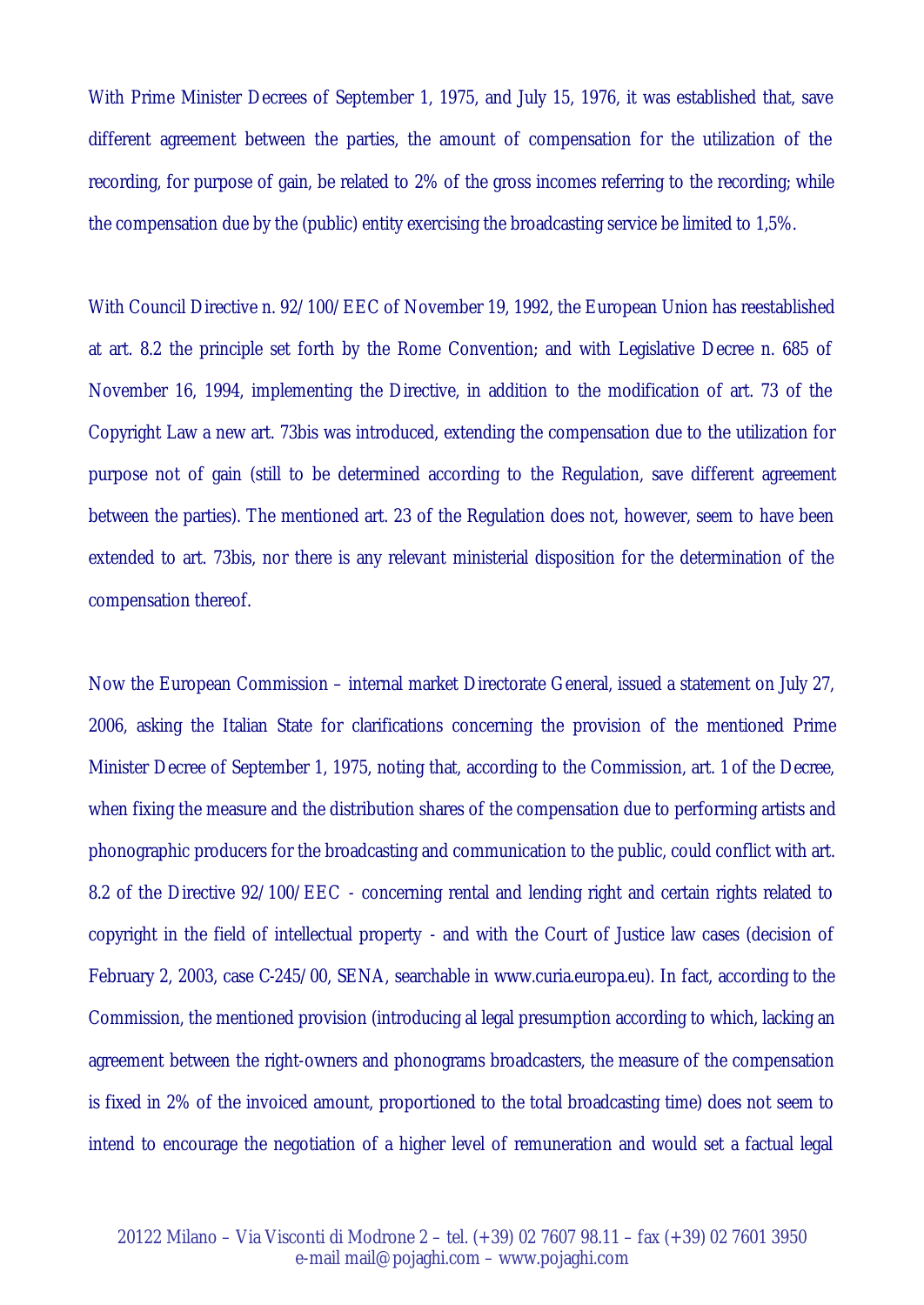With Prime Minister Decrees of September 1, 1975, and July 15, 1976, it was established that, save different agreement between the parties, the amount of compensation for the utilization of the recording, for purpose of gain, be related to 2% of the gross incomes referring to the recording; while the compensation due by the (public) entity exercising the broadcasting service be limited to 1,5%.

With Council Directive n. 92/100/EEC of November 19, 1992, the European Union has reestablished at art. 8.2 the principle set forth by the Rome Convention; and with Legislative Decree n. 685 of November 16, 1994, implementing the Directive, in addition to the modification of art. 73 of the Copyright Law a new art. 73bis was introduced, extending the compensation due to the utilization for purpose not of gain (still to be determined according to the Regulation, save different agreement between the parties). The mentioned art. 23 of the Regulation does not, however, seem to have been extended to art. 73bis, nor there is any relevant ministerial disposition for the determination of the compensation thereof.

Now the European Commission – internal market Directorate General, issued a statement on July 27, 2006, asking the Italian State for clarifications concerning the provision of the mentioned Prime Minister Decree of September 1, 1975, noting that, according to the Commission, art. 1 of the Decree, when fixing the measure and the distribution shares of the compensation due to performing artists and phonographic producers for the broadcasting and communication to the public, could conflict with art. 8.2 of the Directive 92/100/EEC - concerning rental and lending right and certain rights related to copyright in the field of intellectual property - and with the Court of Justice law cases (decision of February 2, 2003, case C-245/00, SENA, searchable in www.curia.europa.eu). In fact, according to the Commission, the mentioned provision (introducing al legal presumption according to which, lacking an agreement between the right-owners and phonograms broadcasters, the measure of the compensation is fixed in 2% of the invoiced amount, proportioned to the total broadcasting time) does not seem to intend to encourage the negotiation of a higher level of remuneration and would set a factual legal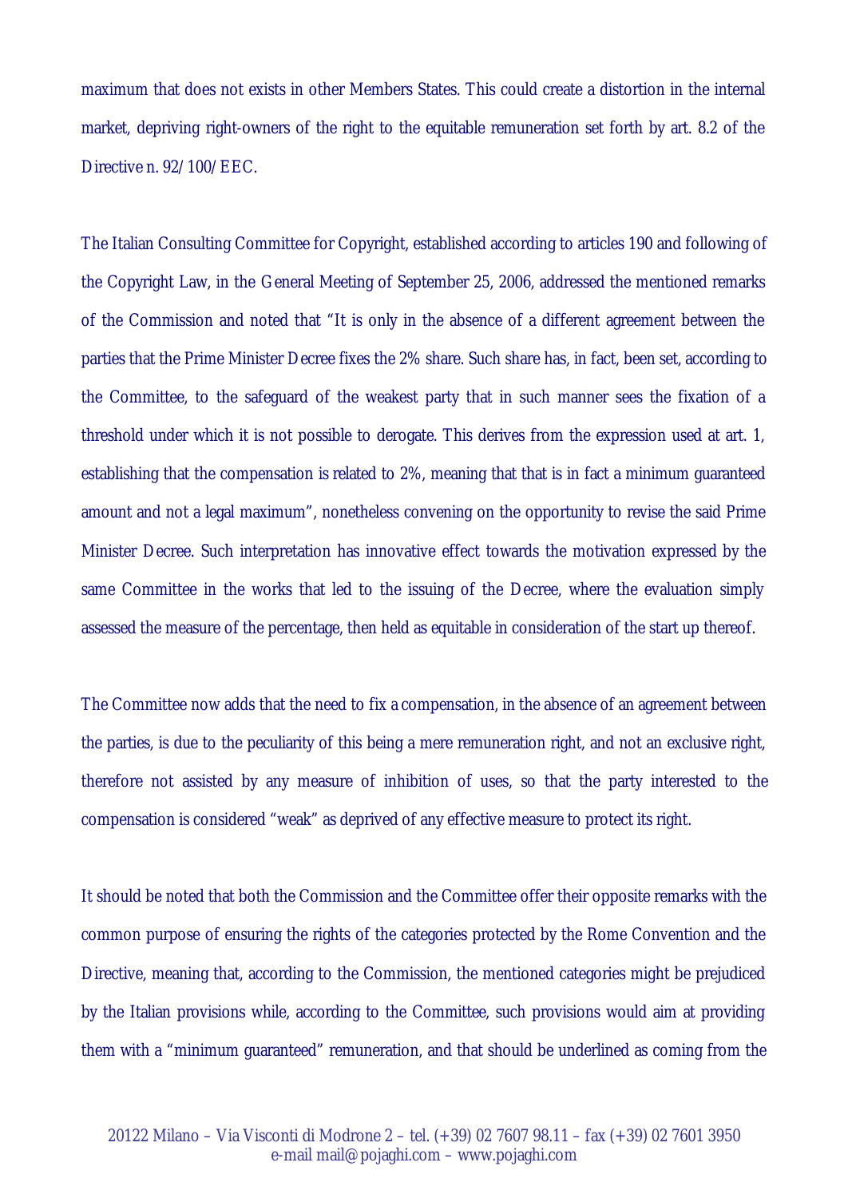maximum that does not exists in other Members States. This could create a distortion in the internal market, depriving right-owners of the right to the equitable remuneration set forth by art. 8.2 of the Directive n. 92/100/EEC.

The Italian Consulting Committee for Copyright, established according to articles 190 and following of the Copyright Law, in the General Meeting of September 25, 2006, addressed the mentioned remarks of the Commission and noted that "It is only in the absence of a different agreement between the parties that the Prime Minister Decree fixes the 2% share. Such share has, in fact, been set, according to the Committee, to the safeguard of the weakest party that in such manner sees the fixation of a threshold under which it is not possible to derogate. This derives from the expression used at art. 1, establishing that the compensation is related to 2%, meaning that that is in fact a minimum guaranteed amount and not a legal maximum", nonetheless convening on the opportunity to revise the said Prime Minister Decree. Such interpretation has innovative effect towards the motivation expressed by the same Committee in the works that led to the issuing of the Decree, where the evaluation simply assessed the measure of the percentage, then held as equitable in consideration of the start up thereof.

The Committee now adds that the need to fix a compensation, in the absence of an agreement between the parties, is due to the peculiarity of this being a mere remuneration right, and not an exclusive right, therefore not assisted by any measure of inhibition of uses, so that the party interested to the compensation is considered "weak" as deprived of any effective measure to protect its right.

It should be noted that both the Commission and the Committee offer their opposite remarks with the common purpose of ensuring the rights of the categories protected by the Rome Convention and the Directive, meaning that, according to the Commission, the mentioned categories might be prejudiced by the Italian provisions while, according to the Committee, such provisions would aim at providing them with a "minimum guaranteed" remuneration, and that should be underlined as coming from the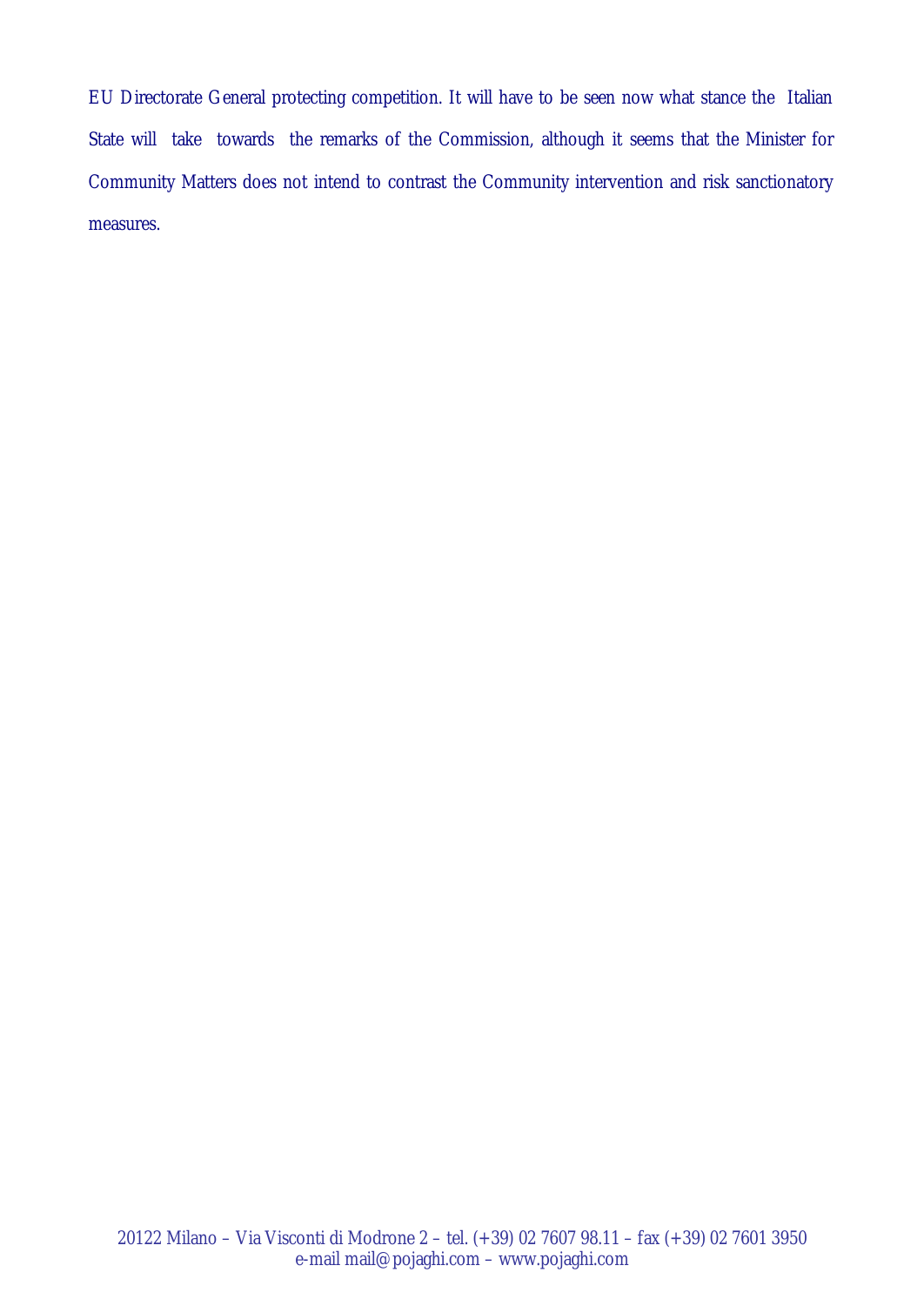EU Directorate General protecting competition. It will have to be seen now what stance the Italian State will take towards the remarks of the Commission, although it seems that the Minister for Community Matters does not intend to contrast the Community intervention and risk sanctionatory measures.